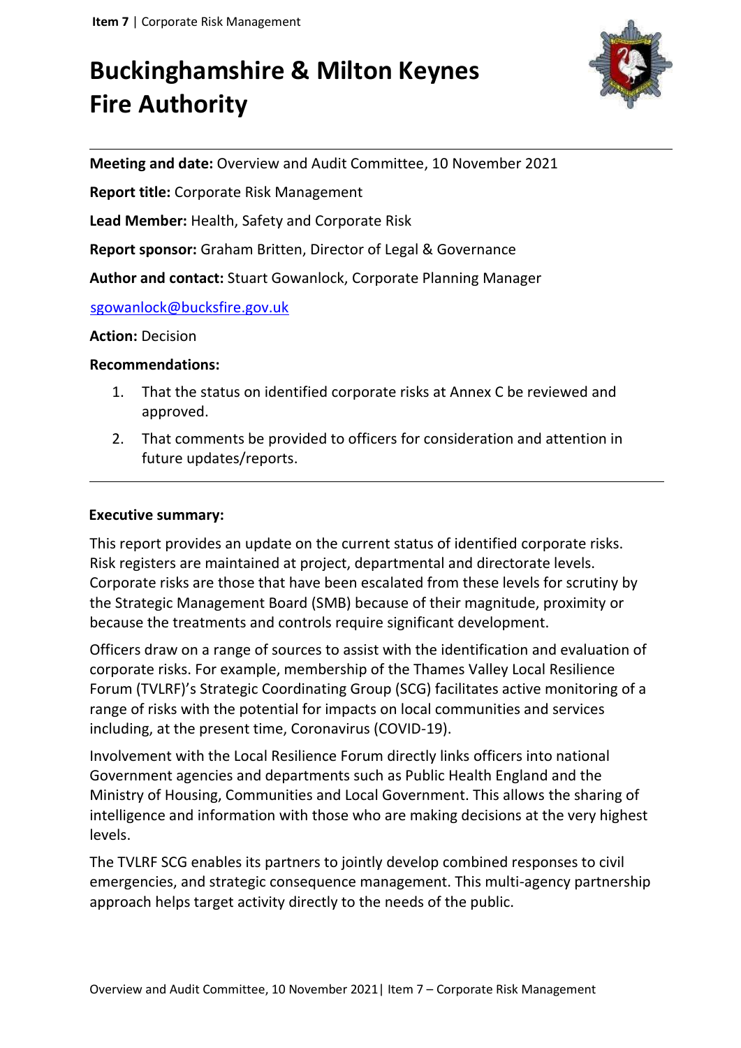# Buckinghamshire & Milton Keynes Fire Authority

**Meeting and date:** Overview and Audit Committee, 10 November 2021

**Report title:** Corporate Risk Management

**Lead Member:** Health, Safety and Corporate Risk

**Report sponsor:** Graham Britten, Director of Legal & Governance

**Author and contact:** Stuart Gowanlock, Corporate Planning Manager

sgowanlock@bucksfire.gov.uk

**Action:** Decision

**Recommendations:**

1. That the status on identified corporate risks at Annex C be reviewed and approved.
2. That comments be provided to officers for consideration and attention in future updates/reports.

**Executive summary:**

This report provides an update on the current status of identified corporate risks. Risk registers are maintained at project, departmental and directorate levels. Corporate risks are those that have been escalated from these levels for scrutiny by the Strategic Management Board (SMB) because of their magnitude, proximity or because the treatments and controls require significant development.

Officers draw on a range of sources to assist with the identification and evaluation of corporate risks. For example, membership of the Thames Valley Local Resilience Forum (TVLRF)'s Strategic Coordinating Group (SCG) facilitates active monitoring of a range of risks with the potential for impacts on local communities and services including, at the present time, Coronavirus (COVID-19).

Involvement with the Local Resilience Forum directly links officers into national Government agencies and departments such as Public Health England and the Ministry of Housing, Communities and Local Government. This allows the sharing of intelligence and information with those who are making decisions at the very highest levels.

The TVLRF SCG enables its partners to jointly develop combined responses to civil emergencies, and strategic consequence management. This multi-agency partnership approach helps target activity directly to the needs of the public.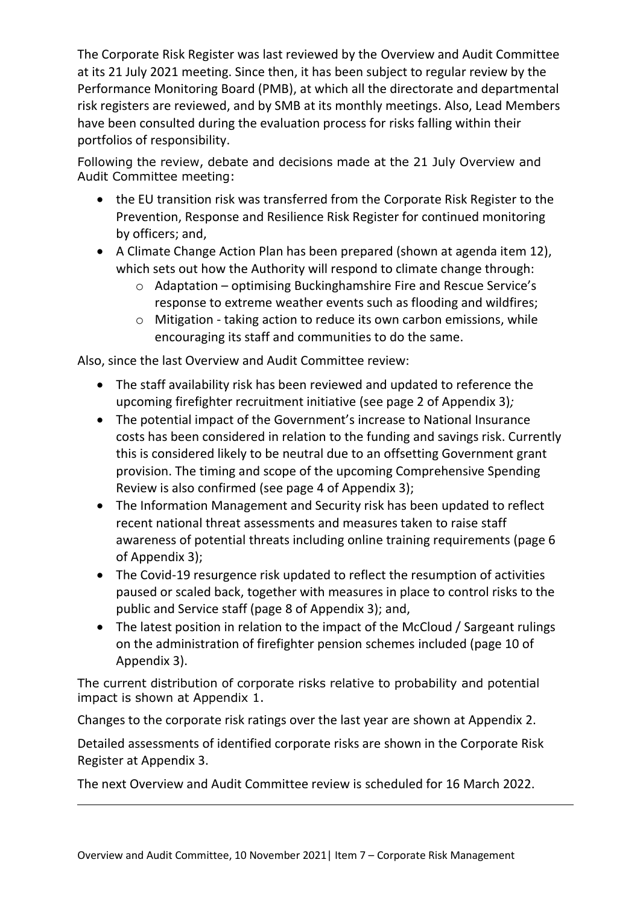The Corporate Risk Register was last reviewed by the Overview and Audit Committee at its 21 July 2021 meeting. Since then, it has been subject to regular review by the Performance Monitoring Board (PMB), at which all the directorate and departmental risk registers are reviewed, and by SMB at its monthly meetings. Also, Lead Members have been consulted during the evaluation process for risks falling within their portfolios of responsibility.

Following the review, debate and decisions made at the 21 July Overview and Audit Committee meeting:

- the EU transition risk was transferred from the Corporate Risk Register to the Prevention, Response and Resilience Risk Register for continued monitoring by officers; and,
- A Climate Change Action Plan has been prepared (shown at agenda item 12), which sets out how the Authority will respond to climate change through:
  - Adaptation – optimising Buckinghamshire Fire and Rescue Service's response to extreme weather events such as flooding and wildfires;
  - Mitigation - taking action to reduce its own carbon emissions, while encouraging its staff and communities to do the same.

Also, since the last Overview and Audit Committee review:

- The staff availability risk has been reviewed and updated to reference the upcoming firefighter recruitment initiative (see page 2 of Appendix 3)*;*
- The potential impact of the Government's increase to National Insurance costs has been considered in relation to the funding and savings risk. Currently this is considered likely to be neutral due to an offsetting Government grant provision. The timing and scope of the upcoming Comprehensive Spending Review is also confirmed (see page 4 of Appendix 3);
- The Information Management and Security risk has been updated to reflect recent national threat assessments and measures taken to raise staff awareness of potential threats including online training requirements (page 6 of Appendix 3);
- The Covid-19 resurgence risk updated to reflect the resumption of activities paused or scaled back, together with measures in place to control risks to the public and Service staff (page 8 of Appendix 3); and,
- The latest position in relation to the impact of the McCloud / Sargeant rulings on the administration of firefighter pension schemes included (page 10 of Appendix 3).

The current distribution of corporate risks relative to probability and potential impact is shown at Appendix 1.

Changes to the corporate risk ratings over the last year are shown at Appendix 2.

Detailed assessments of identified corporate risks are shown in the Corporate Risk Register at Appendix 3.

The next Overview and Audit Committee review is scheduled for 16 March 2022.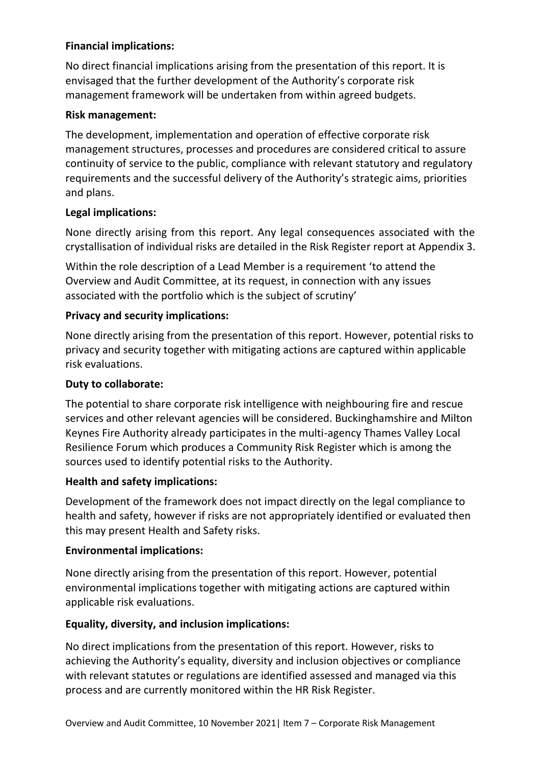**Financial implications:**

No direct financial implications arising from the presentation of this report. It is envisaged that the further development of the Authority's corporate risk management framework will be undertaken from within agreed budgets.

**Risk management:**

The development, implementation and operation of effective corporate risk management structures, processes and procedures are considered critical to assure continuity of service to the public, compliance with relevant statutory and regulatory requirements and the successful delivery of the Authority's strategic aims, priorities and plans.

**Legal implications:**

None directly arising from this report. Any legal consequences associated with the crystallisation of individual risks are detailed in the Risk Register report at Appendix 3.

Within the role description of a Lead Member is a requirement 'to attend the Overview and Audit Committee, at its request, in connection with any issues associated with the portfolio which is the subject of scrutiny'

**Privacy and security implications:**

None directly arising from the presentation of this report. However, potential risks to privacy and security together with mitigating actions are captured within applicable risk evaluations.

**Duty to collaborate:**

The potential to share corporate risk intelligence with neighbouring fire and rescue services and other relevant agencies will be considered. Buckinghamshire and Milton Keynes Fire Authority already participates in the multi-agency Thames Valley Local Resilience Forum which produces a Community Risk Register which is among the sources used to identify potential risks to the Authority.

**Health and safety implications:**

Development of the framework does not impact directly on the legal compliance to health and safety, however if risks are not appropriately identified or evaluated then this may present Health and Safety risks.

**Environmental implications:**

None directly arising from the presentation of this report. However, potential environmental implications together with mitigating actions are captured within applicable risk evaluations.

**Equality, diversity, and inclusion implications:**

No direct implications from the presentation of this report. However, risks to achieving the Authority's equality, diversity and inclusion objectives or compliance with relevant statutes or regulations are identified assessed and managed via this process and are currently monitored within the HR Risk Register.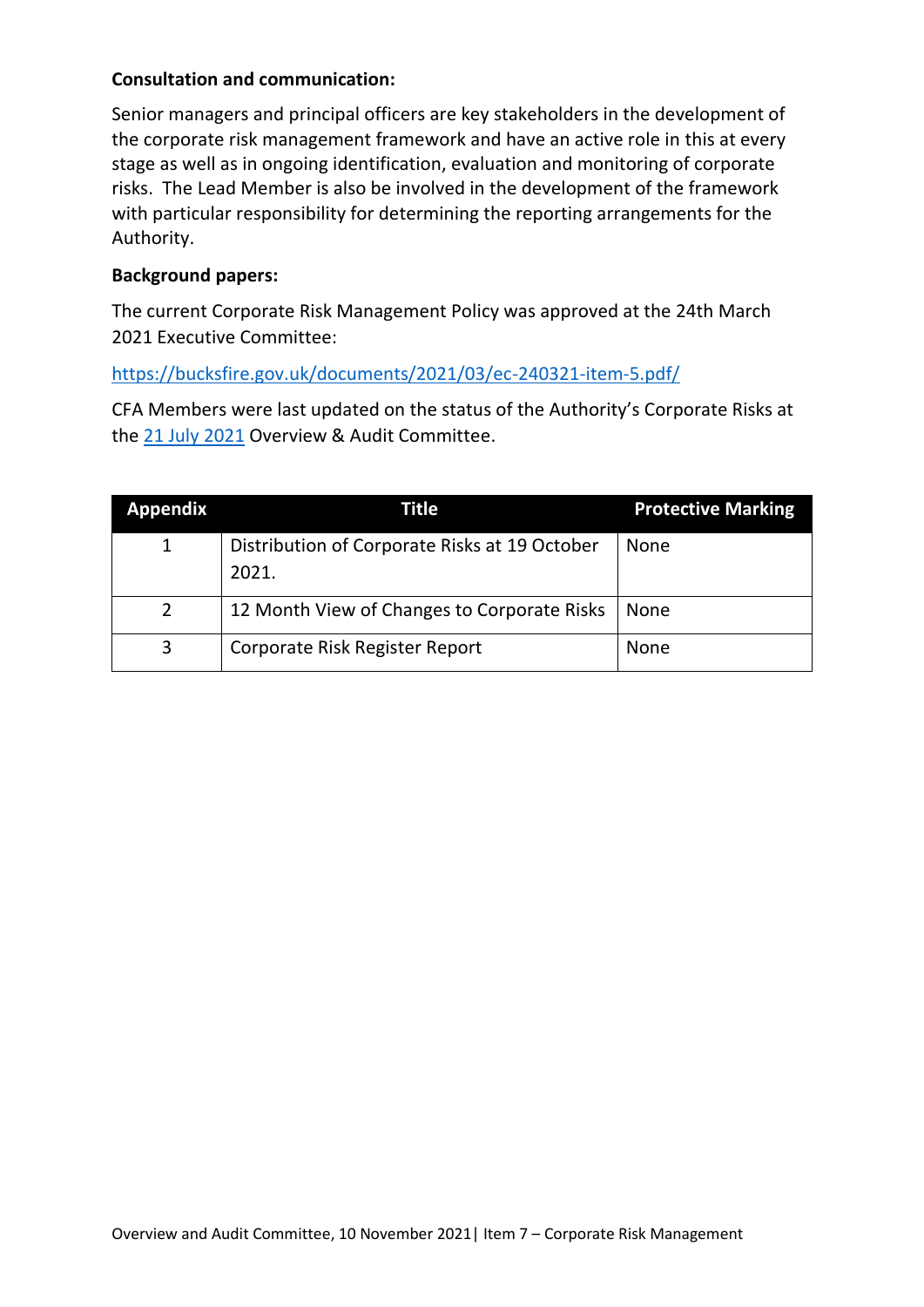**Consultation and communication:**

Senior managers and principal officers are key stakeholders in the development of the corporate risk management framework and have an active role in this at every stage as well as in ongoing identification, evaluation and monitoring of corporate risks. The Lead Member is also be involved in the development of the framework with particular responsibility for determining the reporting arrangements for the Authority.

**Background papers:**

The current Corporate Risk Management Policy was approved at the 24th March 2021 Executive Committee:

https://bucksfire.gov.uk/documents/2021/03/ec-240321-item-5.pdf/

CFA Members were last updated on the status of the Authority's Corporate Risks at the 21 July 2021 Overview & Audit Committee.

| Appendix | Title | Protective Marking |
|---|---|---|
| 1 | Distribution of Corporate Risks at 19 October 2021. | None |
| 2 | 12 Month View of Changes to Corporate Risks | None |
| 3 | Corporate Risk Register Report | None |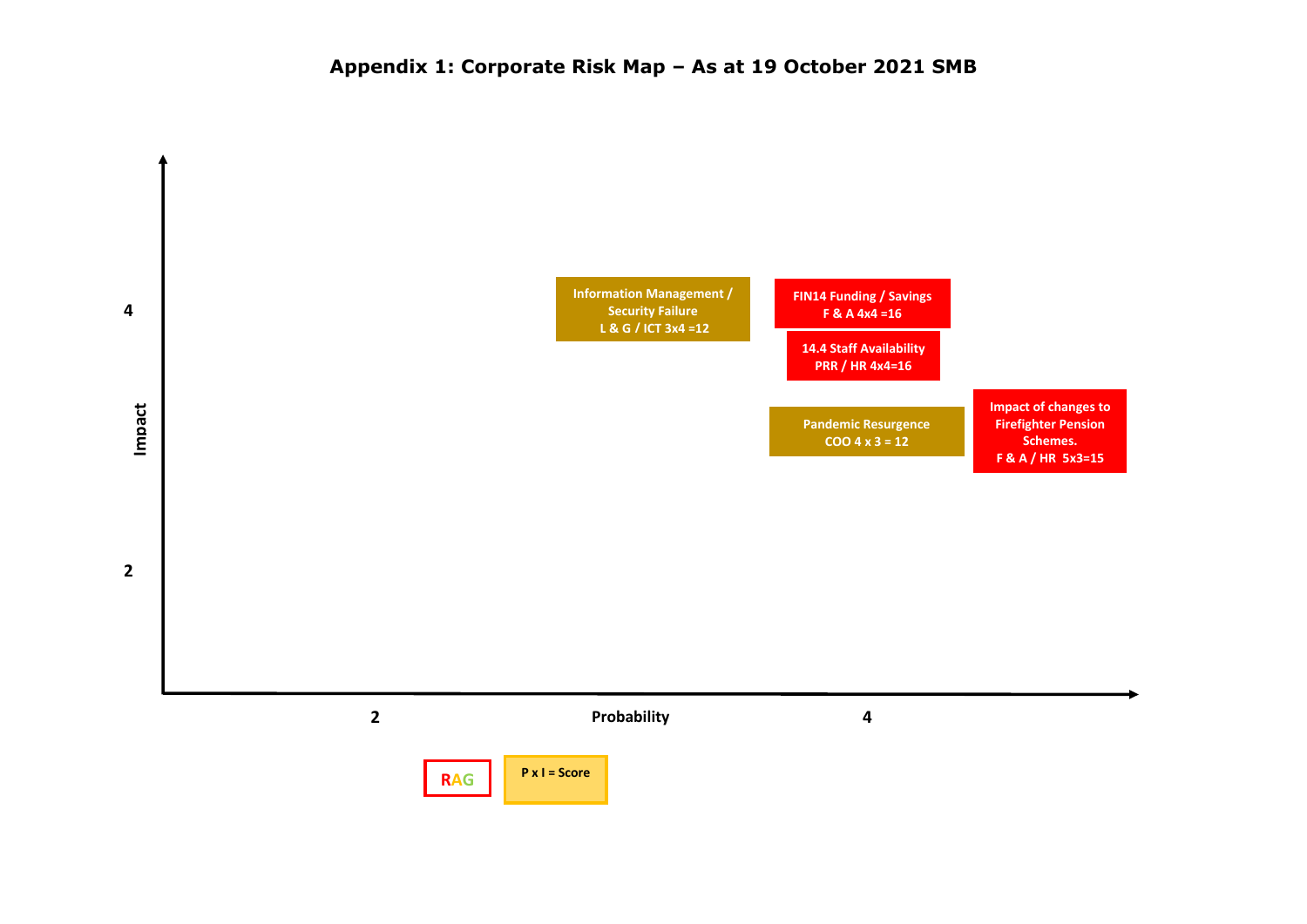# Appendix 1: Corporate Risk Map – As at 19 October 2021 SMB

Impact

4

2

Information Management / Security Failure
L & G / ICT 3x4 =12

FIN14 Funding / Savings
F & A 4x4 =16

14.4 Staff Availability
PRR / HR 4x4=16

Pandemic Resurgence
COO 4 x 3 = 12

Impact of changes to Firefighter Pension Schemes.
F & A / HR 5x3=15

2 Probability 4

RAG

P x I = Score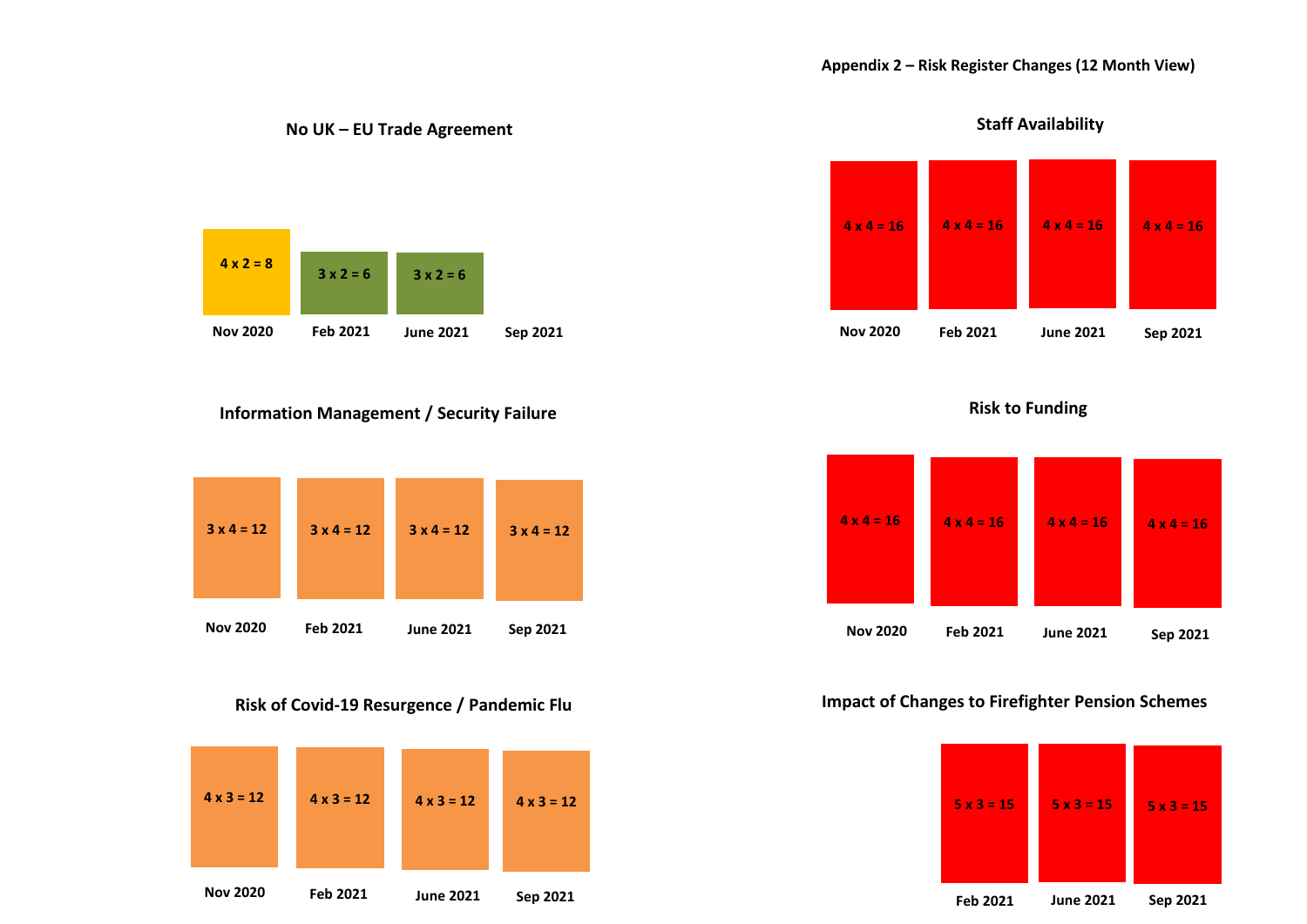## Appendix 2 – Risk Register Changes (12 Month View)

### No UK – EU Trade Agreement

| Nov 2020 | Feb 2021 | June 2021 | Sep 2021 |
|---|---|---|---|
| 4 x 2 = 8 | 3 x 2 = 6 | 3 x 2 = 6 | |

### Staff Availability

| Nov 2020 | Feb 2021 | June 2021 | Sep 2021 |
|---|---|---|---|
| 4 x 4 = 16 | 4 x 4 = 16 | 4 x 4 = 16 | 4 x 4 = 16 |

### Information Management / Security Failure

| Nov 2020 | Feb 2021 | June 2021 | Sep 2021 |
|---|---|---|---|
| 3 x 4 = 12 | 3 x 4 = 12 | 3 x 4 = 12 | 3 x 4 = 12 |

### Risk to Funding

| Nov 2020 | Feb 2021 | June 2021 | Sep 2021 |
|---|---|---|---|
| 4 x 4 = 16 | 4 x 4 = 16 | 4 x 4 = 16 | 4 x 4 = 16 |

### Risk of Covid-19 Resurgence / Pandemic Flu

| Nov 2020 | Feb 2021 | June 2021 | Sep 2021 |
|---|---|---|---|
| 4 x 3 = 12 | 4 x 3 = 12 | 4 x 3 = 12 | 4 x 3 = 12 |

### Impact of Changes to Firefighter Pension Schemes

| Feb 2021 | June 2021 | Sep 2021 |
|---|---|---|
| 5 x 3 = 15 | 5 x 3 = 15 | 5 x 3 = 15 |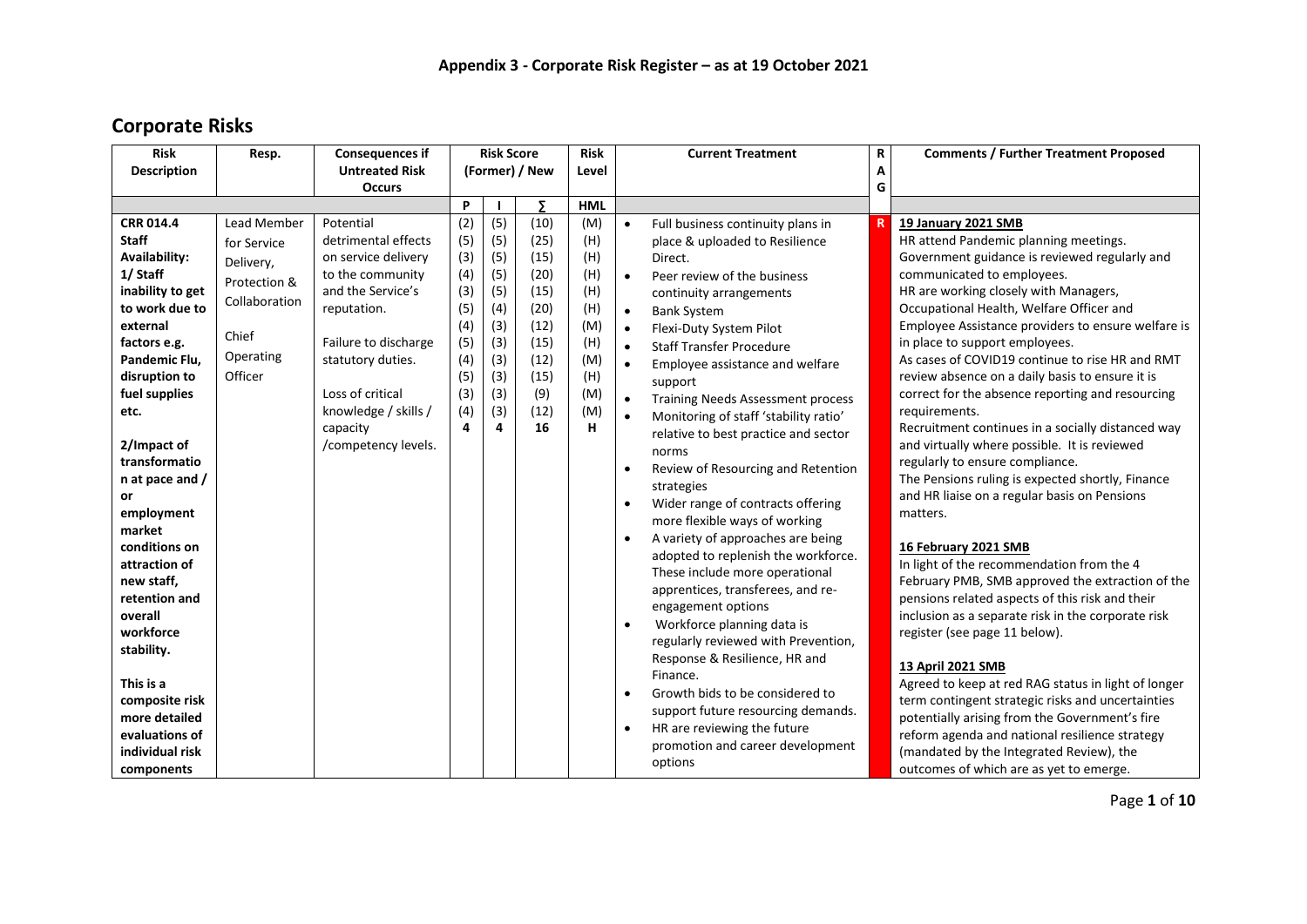## Appendix 3 - Corporate Risk Register – as at 19 October 2021

# Corporate Risks

| Risk Description | Resp. | Consequences if Untreated Risk Occurs | Risk Score (Former) / New | | | Risk Level | Current Treatment | RAG | Comments / Further Treatment Proposed |
|---|---|---|---|---|---|---|---|---|---|
| | | | P | I | ∑ | HML | | | |
| **CRR 014.4 Staff Availability: 1/ Staff inability to get to work due to external factors e.g. Pandemic Flu, disruption to fuel supplies etc.**<br><br>**2/Impact of transformation at pace and / or employment market conditions on attraction of new staff, retention and overall workforce stability.**<br><br>**This is a composite risk more detailed evaluations of individual risk components** | Lead Member for Service Delivery, Protection & Collaboration<br><br>Chief Operating Officer | Potential detrimental effects on service delivery to the community and the Service's reputation.<br><br>Failure to discharge statutory duties.<br><br>Loss of critical knowledge / skills / capacity /competency levels. | (2)<br>(5)<br>(3)<br>(4)<br>(3)<br>(5)<br>(4)<br>(5)<br>(4)<br>(5)<br>(3)<br>(4)<br>**4** | (5)<br>(5)<br>(5)<br>(5)<br>(5)<br>(4)<br>(3)<br>(3)<br>(3)<br>(3)<br>(3)<br>(3)<br>**4** | (10)<br>(25)<br>(15)<br>(20)<br>(15)<br>(20)<br>(12)<br>(15)<br>(12)<br>(15)<br>(9)<br>(12)<br>**16** | (M)<br>(H)<br>(H)<br>(H)<br>(H)<br>(H)<br>(M)<br>(H)<br>(M)<br>(H)<br>(M)<br>(M)<br>**H** | • Full business continuity plans in place & uploaded to Resilience Direct.<br>• Peer review of the business continuity arrangements<br>• Bank System<br>• Flexi-Duty System Pilot<br>• Staff Transfer Procedure<br>• Employee assistance and welfare support<br>• Training Needs Assessment process<br>• Monitoring of staff 'stability ratio' relative to best practice and sector norms<br>• Review of Resourcing and Retention strategies<br>• Wider range of contracts offering more flexible ways of working<br>• A variety of approaches are being adopted to replenish the workforce. These include more operational apprentices, transferees, and re-engagement options<br>• Workforce planning data is regularly reviewed with Prevention, Response & Resilience, HR and Finance.<br>• Growth bids to be considered to support future resourcing demands.<br>• HR are reviewing the future promotion and career development options | R | **19 January 2021 SMB**<br>HR attend Pandemic planning meetings.<br>Government guidance is reviewed regularly and communicated to employees.<br>HR are working closely with Managers, Occupational Health, Welfare Officer and Employee Assistance providers to ensure welfare is in place to support employees.<br>As cases of COVID19 continue to rise HR and RMT review absence on a daily basis to ensure it is correct for the absence reporting and resourcing requirements.<br>Recruitment continues in a socially distanced way and virtually where possible. It is reviewed regularly to ensure compliance.<br>The Pensions ruling is expected shortly, Finance and HR liaise on a regular basis on Pensions matters.<br><br>**16 February 2021 SMB**<br>In light of the recommendation from the 4 February PMB, SMB approved the extraction of the pensions related aspects of this risk and their inclusion as a separate risk in the corporate risk register (see page 11 below).<br><br>**13 April 2021 SMB**<br>Agreed to keep at red RAG status in light of longer term contingent strategic risks and uncertainties potentially arising from the Government's fire reform agenda and national resilience strategy (mandated by the Integrated Review), the outcomes of which are as yet to emerge. |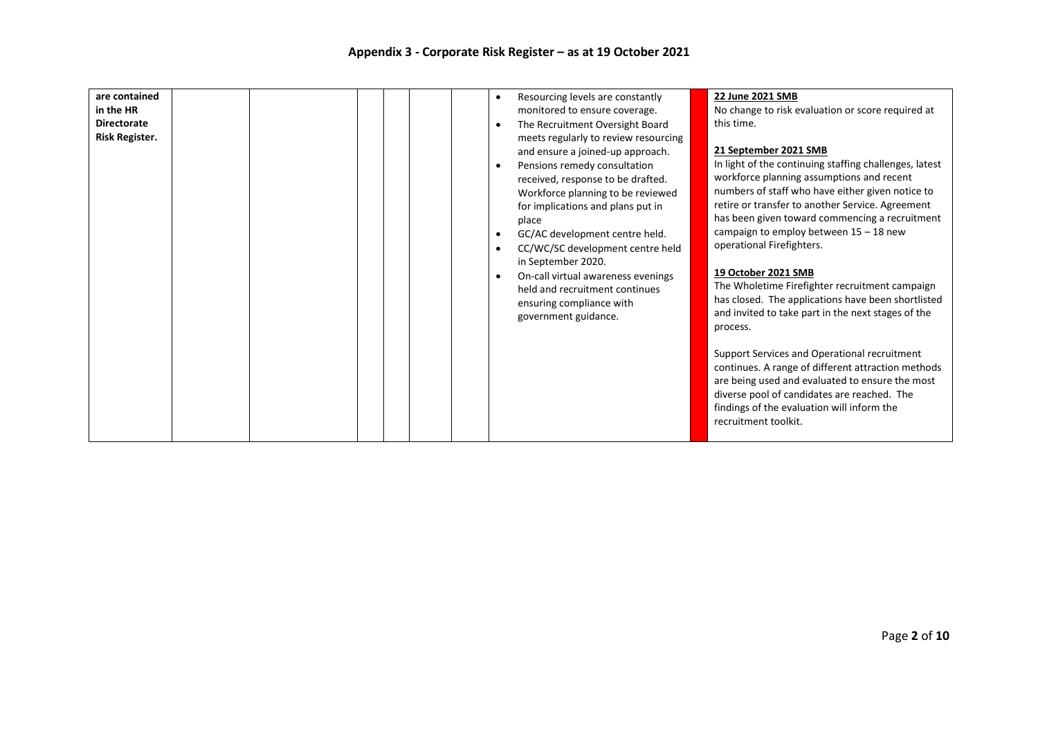## Appendix 3 - Corporate Risk Register – as at 19 October 2021

| | | | | | | | | | |
|---|---|---|---|---|---|---|---|---|---|
| **are contained in the HR Directorate Risk Register.** | | | | | | | <ul><li>Resourcing levels are constantly monitored to ensure coverage.</li><li>The Recruitment Oversight Board meets regularly to review resourcing and ensure a joined-up approach.</li><li>Pensions remedy consultation received, response to be drafted. Workforce planning to be reviewed for implications and plans put in place</li><li>GC/AC development centre held.</li><li>CC/WC/SC development centre held in September 2020.</li><li>On-call virtual awareness evenings held and recruitment continues ensuring compliance with government guidance.</li></ul> | | **22 June 2021 SMB**<br>No change to risk evaluation or score required at this time.<br><br>**21 September 2021 SMB**<br>In light of the continuing staffing challenges, latest workforce planning assumptions and recent numbers of staff who have either given notice to retire or transfer to another Service. Agreement has been given toward commencing a recruitment campaign to employ between 15 – 18 new operational Firefighters.<br><br>**19 October 2021 SMB**<br>The Wholetime Firefighter recruitment campaign has closed. The applications have been shortlisted and invited to take part in the next stages of the process.<br><br>Support Services and Operational recruitment continues. A range of different attraction methods are being used and evaluated to ensure the most diverse pool of candidates are reached. The findings of the evaluation will inform the recruitment toolkit. |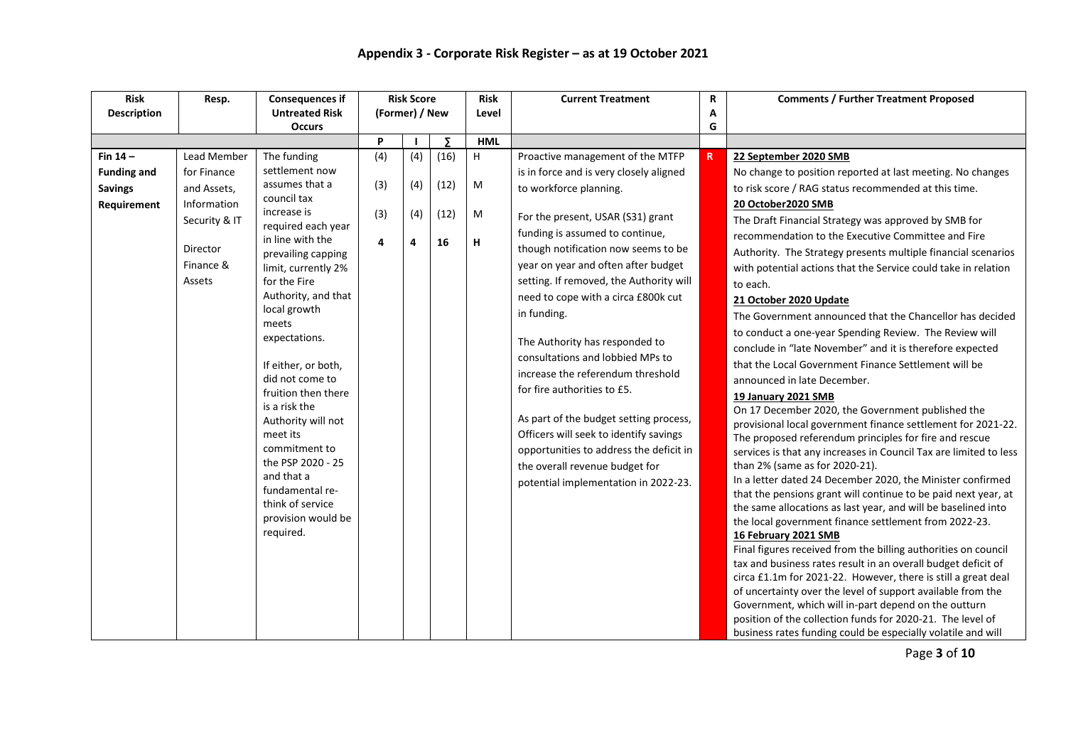# Appendix 3 - Corporate Risk Register – as at 19 October 2021

| Risk Description | Resp. | Consequences if Untreated Risk Occurs | Risk Score (Former) / New | | | Risk Level | Current Treatment | RAG | Comments / Further Treatment Proposed |
|---|---|---|---|---|---|---|---|---|---|
| | | | P | I | ∑ | HML | | | |
| **Fin 14 – Funding and Savings Requirement** | Lead Member for Finance and Assets, Information Security & IT<br><br>Director Finance & Assets | The funding settlement now assumes that a council tax increase is required each year in line with the prevailing capping limit, currently 2% for the Fire Authority, and that local growth meets expectations.<br><br>If either, or both, did not come to fruition then there is a risk the Authority will not meet its commitment to the PSP 2020 - 25 and that a fundamental re-think of service provision would be required. | (4)<br>(3)<br>(3)<br>**4** | (4)<br>(4)<br>(4)<br>**4** | (16)<br>(12)<br>(12)<br>**16** | H<br>M<br>M<br>**H** | Proactive management of the MTFP is in force and is very closely aligned to workforce planning.<br><br>For the present, USAR (S31) grant funding is assumed to continue, though notification now seems to be year on year and often after budget setting. If removed, the Authority will need to cope with a circa £800k cut in funding.<br><br>The Authority has responded to consultations and lobbied MPs to increase the referendum threshold for fire authorities to £5.<br><br>As part of the budget setting process, Officers will seek to identify savings opportunities to address the deficit in the overall revenue budget for potential implementation in 2022-23. | **R** | **22 September 2020 SMB**<br>No change to position reported at last meeting. No changes to risk score / RAG status recommended at this time.<br>**20 October2020 SMB**<br>The Draft Financial Strategy was approved by SMB for recommendation to the Executive Committee and Fire Authority. The Strategy presents multiple financial scenarios with potential actions that the Service could take in relation to each.<br>**21 October 2020 Update**<br>The Government announced that the Chancellor has decided to conduct a one-year Spending Review. The Review will conclude in "late November" and it is therefore expected that the Local Government Finance Settlement will be announced in late December.<br>**19 January 2021 SMB**<br>On 17 December 2020, the Government published the provisional local government finance settlement for 2021-22. The proposed referendum principles for fire and rescue services is that any increases in Council Tax are limited to less than 2% (same as for 2020-21).<br>In a letter dated 24 December 2020, the Minister confirmed that the pensions grant will continue to be paid next year, at the same allocations as last year, and will be baselined into the local government finance settlement from 2022-23.<br>**16 February 2021 SMB**<br>Final figures received from the billing authorities on council tax and business rates result in an overall budget deficit of circa £1.1m for 2021-22. However, there is still a great deal of uncertainty over the level of support available from the Government, which will in-part depend on the outturn position of the collection funds for 2020-21. The level of business rates funding could be especially volatile and will |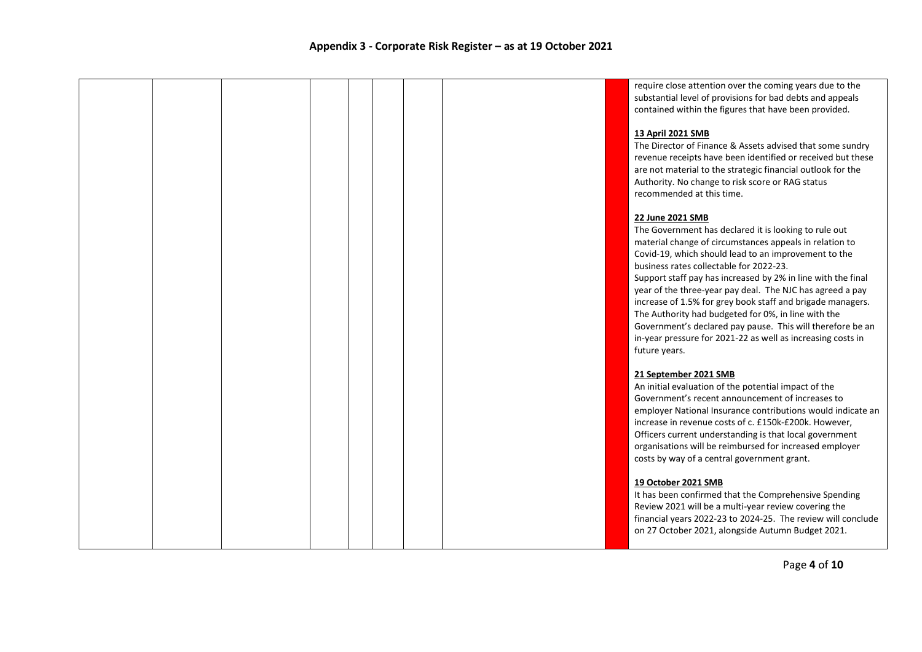## Appendix 3 - Corporate Risk Register – as at 19 October 2021

| | | | | | | | | | |
|---|---|---|---|---|---|---|---|---|---|
| | | | | | | | | | require close attention over the coming years due to the substantial level of provisions for bad debts and appeals contained within the figures that have been provided.<br><br>**13 April 2021 SMB**<br>The Director of Finance & Assets advised that some sundry revenue receipts have been identified or received but these are not material to the strategic financial outlook for the Authority. No change to risk score or RAG status recommended at this time.<br><br>**22 June 2021 SMB**<br>The Government has declared it is looking to rule out material change of circumstances appeals in relation to Covid-19, which should lead to an improvement to the business rates collectable for 2022-23.<br>Support staff pay has increased by 2% in line with the final year of the three-year pay deal. The NJC has agreed a pay increase of 1.5% for grey book staff and brigade managers. The Authority had budgeted for 0%, in line with the Government's declared pay pause. This will therefore be an in-year pressure for 2021-22 as well as increasing costs in future years.<br><br>**21 September 2021 SMB**<br>An initial evaluation of the potential impact of the Government's recent announcement of increases to employer National Insurance contributions would indicate an increase in revenue costs of c. £150k-£200k. However, Officers current understanding is that local government organisations will be reimbursed for increased employer costs by way of a central government grant.<br><br>**19 October 2021 SMB**<br>It has been confirmed that the Comprehensive Spending Review 2021 will be a multi-year review covering the financial years 2022-23 to 2024-25. The review will conclude on 27 October 2021, alongside Autumn Budget 2021. |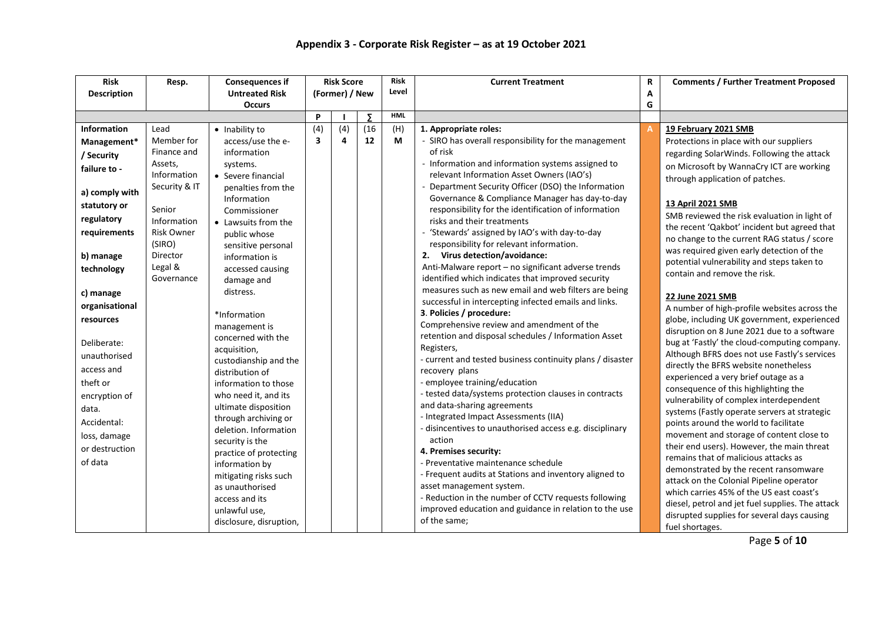# Appendix 3 - Corporate Risk Register – as at 19 October 2021

| Risk Description | Resp. | Consequences if Untreated Risk Occurs | Risk Score (Former) / New | | | Risk Level | Current Treatment | RAG | Comments / Further Treatment Proposed |
|---|---|---|---|---|---|---|---|---|---|
| | | | P | I | ∑ | HML | | | |
| **Information Management* / Security failure to -**<br><br>**a) comply with statutory or regulatory requirements**<br><br>**b) manage technology**<br><br>**c) manage organisational resources**<br><br>Deliberate: unauthorised access and theft or encryption of data.<br>Accidental: loss, damage or destruction of data | Lead Member for Finance and Assets, Information Security & IT<br><br>Senior Information Risk Owner (SIRO)<br>Director Legal & Governance | • Inability to access/use the e-information systems.<br>• Severe financial penalties from the Information Commissioner<br>• Lawsuits from the public whose sensitive personal information is accessed causing damage and distress.<br><br>*Information management is concerned with the acquisition, custodianship and the distribution of information to those who need it, and its ultimate disposition through archiving or deletion. Information security is the practice of protecting information by mitigating risks such as unauthorised access and its unlawful use, disclosure, disruption, | (4)<br>**3** | (4)<br>**4** | (16<br>**12** | (H)<br>**M** | **1. Appropriate roles:**<br>- SIRO has overall responsibility for the management of risk<br>- Information and information systems assigned to relevant Information Asset Owners (IAO's)<br>- Department Security Officer (DSO) the Information Governance & Compliance Manager has day-to-day responsibility for the identification of information risks and their treatments<br>- 'Stewards' assigned by IAO's with day-to-day responsibility for relevant information.<br>**2. Virus detection/avoidance:**<br>Anti-Malware report – no significant adverse trends identified which indicates that improved security measures such as new email and web filters are being successful in intercepting infected emails and links.<br>**3. Policies / procedure:**<br>Comprehensive review and amendment of the retention and disposal schedules / Information Asset Registers,<br>- current and tested business continuity plans / disaster recovery plans<br>- employee training/education<br>- tested data/systems protection clauses in contracts and data-sharing agreements<br>- Integrated Impact Assessments (IIA)<br>- disincentives to unauthorised access e.g. disciplinary action<br>**4. Premises security:**<br>- Preventative maintenance schedule<br>- Frequent audits at Stations and inventory aligned to asset management system.<br>- Reduction in the number of CCTV requests following improved education and guidance in relation to the use of the same; | A | **19 February 2021 SMB**<br>Protections in place with our suppliers regarding SolarWinds. Following the attack on Microsoft by WannaCry ICT are working through application of patches.<br><br>**13 April 2021 SMB**<br>SMB reviewed the risk evaluation in light of the recent 'Qakbot' incident but agreed that no change to the current RAG status / score was required given early detection of the potential vulnerability and steps taken to contain and remove the risk.<br><br>**22 June 2021 SMB**<br>A number of high-profile websites across the globe, including UK government, experienced disruption on 8 June 2021 due to a software bug at 'Fastly' the cloud-computing company. Although BFRS does not use Fastly's services directly the BFRS website nonetheless experienced a very brief outage as a consequence of this highlighting the vulnerability of complex interdependent systems (Fastly operate servers at strategic points around the world to facilitate movement and storage of content close to their end users). However, the main threat remains that of malicious attacks as demonstrated by the recent ransomware attack on the Colonial Pipeline operator which carries 45% of the US east coast's diesel, petrol and jet fuel supplies. The attack disrupted supplies for several days causing fuel shortages. |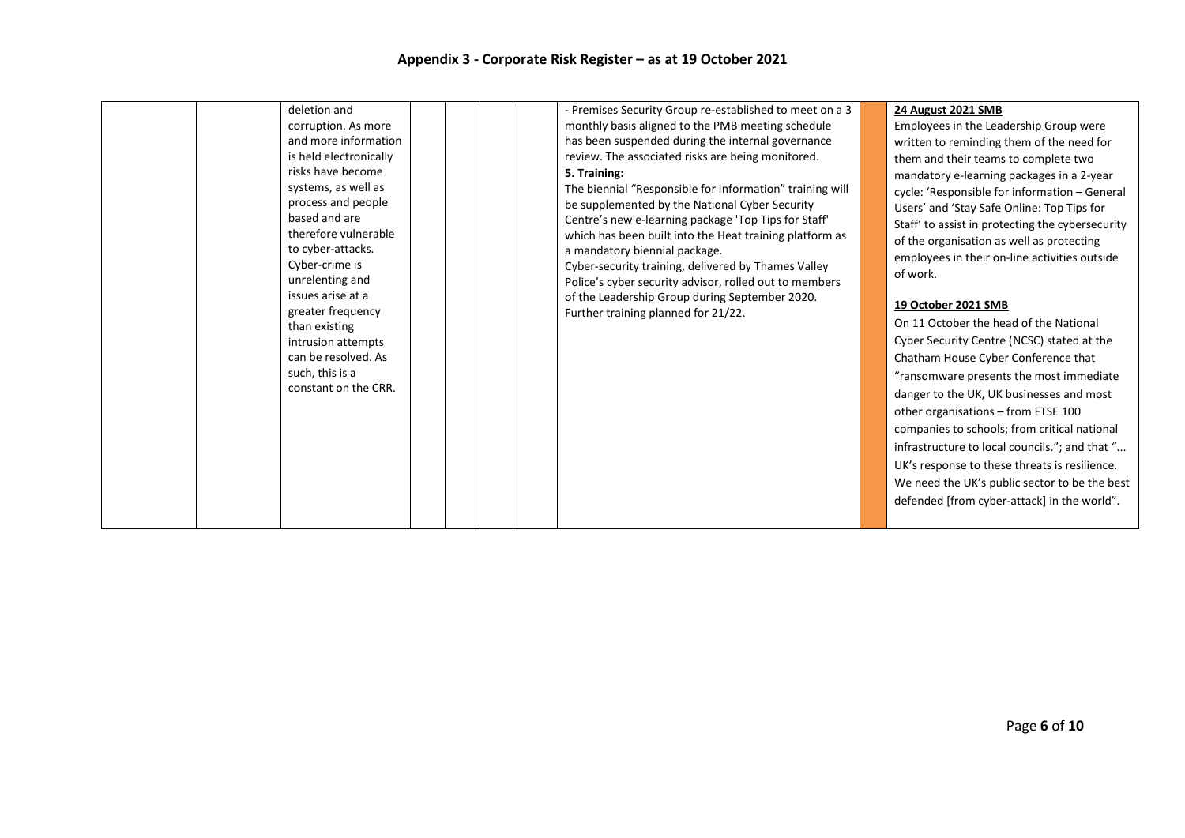# Appendix 3 - Corporate Risk Register – as at 19 October 2021

| | | | | | | | | |
|---|---|---|---|---|---|---|---|---|
| | | deletion and corruption. As more and more information is held electronically risks have become systems, as well as process and people based and are therefore vulnerable to cyber-attacks. Cyber-crime is unrelenting and issues arise at a greater frequency than existing intrusion attempts can be resolved. As such, this is a constant on the CRR. | | | | - Premises Security Group re-established to meet on a 3 monthly basis aligned to the PMB meeting schedule has been suspended during the internal governance review. The associated risks are being monitored.<br>**5. Training:**<br>The biennial "Responsible for Information" training will be supplemented by the National Cyber Security Centre's new e-learning package 'Top Tips for Staff' which has been built into the Heat training platform as a mandatory biennial package.<br>Cyber-security training, delivered by Thames Valley Police's cyber security advisor, rolled out to members of the Leadership Group during September 2020. Further training planned for 21/22. | | **24 August 2021 SMB**<br>Employees in the Leadership Group were written to reminding them of the need for them and their teams to complete two mandatory e-learning packages in a 2-year cycle: 'Responsible for information – General Users' and 'Stay Safe Online: Top Tips for Staff' to assist in protecting the cybersecurity of the organisation as well as protecting employees in their on-line activities outside of work.<br><br>**19 October 2021 SMB**<br>On 11 October the head of the National Cyber Security Centre (NCSC) stated at the Chatham House Cyber Conference that "ransomware presents the most immediate danger to the UK, UK businesses and most other organisations – from FTSE 100 companies to schools; from critical national infrastructure to local councils."; and that "... UK's response to these threats is resilience. We need the UK's public sector to be the best defended [from cyber-attack] in the world". |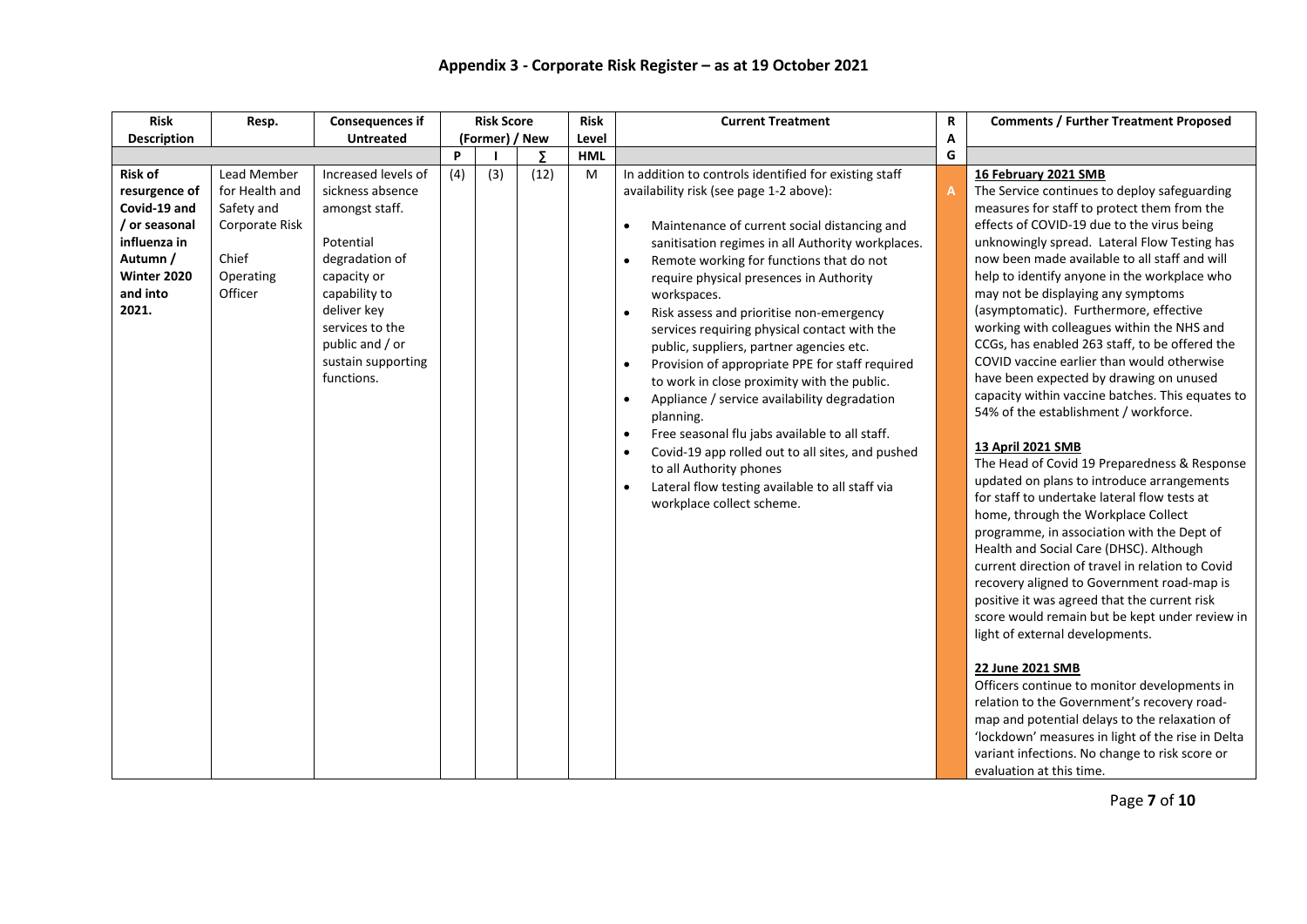## Appendix 3 - Corporate Risk Register – as at 19 October 2021

| Risk Description | Resp. | Consequences if Untreated | Risk Score (Former) / New | | | Risk Level | Current Treatment | RAG | Comments / Further Treatment Proposed |
|---|---|---|---|---|---|---|---|---|---|
| | | | P | I | ∑ | HML | | | |
| **Risk of resurgence of Covid-19 and / or seasonal influenza in Autumn / Winter 2020 and into 2021.** | Lead Member for Health and Safety and Corporate Risk<br><br>Chief Operating Officer | Increased levels of sickness absence amongst staff.<br><br>Potential degradation of capacity or capability to deliver key services to the public and / or sustain supporting functions. | (4) | (3) | (12) | M | In addition to controls identified for existing staff availability risk (see page 1-2 above):<br><br>• Maintenance of current social distancing and sanitisation regimes in all Authority workplaces.<br>• Remote working for functions that do not require physical presences in Authority workspaces.<br>• Risk assess and prioritise non-emergency services requiring physical contact with the public, suppliers, partner agencies etc.<br>• Provision of appropriate PPE for staff required to work in close proximity with the public.<br>• Appliance / service availability degradation planning.<br>• Free seasonal flu jabs available to all staff.<br>• Covid-19 app rolled out to all sites, and pushed to all Authority phones<br>• Lateral flow testing available to all staff via workplace collect scheme. | A | **16 February 2021 SMB**<br>The Service continues to deploy safeguarding measures for staff to protect them from the effects of COVID-19 due to the virus being unknowingly spread. Lateral Flow Testing has now been made available to all staff and will help to identify anyone in the workplace who may not be displaying any symptoms (asymptomatic). Furthermore, effective working with colleagues within the NHS and CCGs, has enabled 263 staff, to be offered the COVID vaccine earlier than would otherwise have been expected by drawing on unused capacity within vaccine batches. This equates to 54% of the establishment / workforce.<br><br>**13 April 2021 SMB**<br>The Head of Covid 19 Preparedness & Response updated on plans to introduce arrangements for staff to undertake lateral flow tests at home, through the Workplace Collect programme, in association with the Dept of Health and Social Care (DHSC). Although current direction of travel in relation to Covid recovery aligned to Government road-map is positive it was agreed that the current risk score would remain but be kept under review in light of external developments.<br><br>**22 June 2021 SMB**<br>Officers continue to monitor developments in relation to the Government's recovery road-map and potential delays to the relaxation of 'lockdown' measures in light of the rise in Delta variant infections. No change to risk score or evaluation at this time. |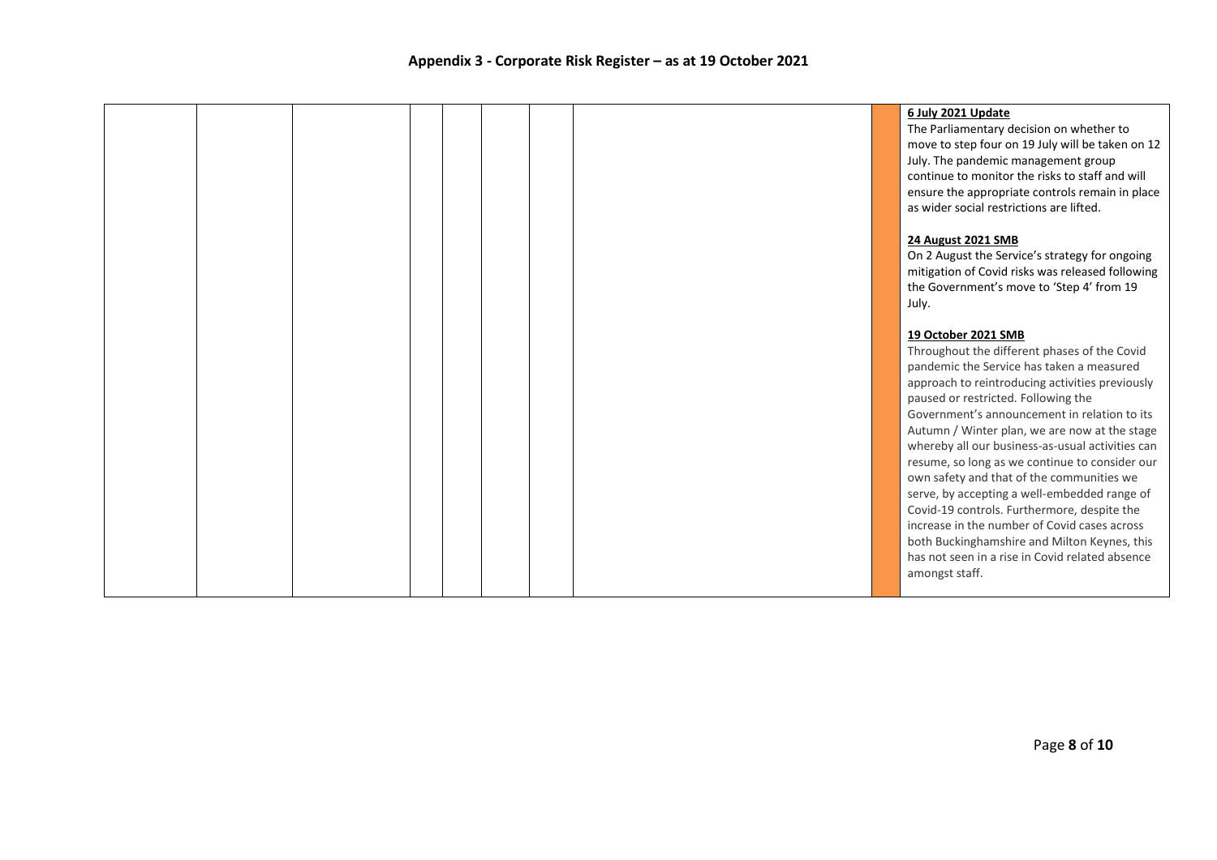# Appendix 3 - Corporate Risk Register – as at 19 October 2021

| | | | | | | | | | |
|---|---|---|---|---|---|---|---|---|---|
| | | | | | | | | | **6 July 2021 Update**<br>The Parliamentary decision on whether to move to step four on 19 July will be taken on 12 July. The pandemic management group continue to monitor the risks to staff and will ensure the appropriate controls remain in place as wider social restrictions are lifted.<br><br>**24 August 2021 SMB**<br>On 2 August the Service's strategy for ongoing mitigation of Covid risks was released following the Government's move to 'Step 4' from 19 July.<br><br>**19 October 2021 SMB**<br>Throughout the different phases of the Covid pandemic the Service has taken a measured approach to reintroducing activities previously paused or restricted. Following the Government's announcement in relation to its Autumn / Winter plan, we are now at the stage whereby all our business-as-usual activities can resume, so long as we continue to consider our own safety and that of the communities we serve, by accepting a well-embedded range of Covid-19 controls. Furthermore, despite the increase in the number of Covid cases across both Buckinghamshire and Milton Keynes, this has not seen in a rise in Covid related absence amongst staff. |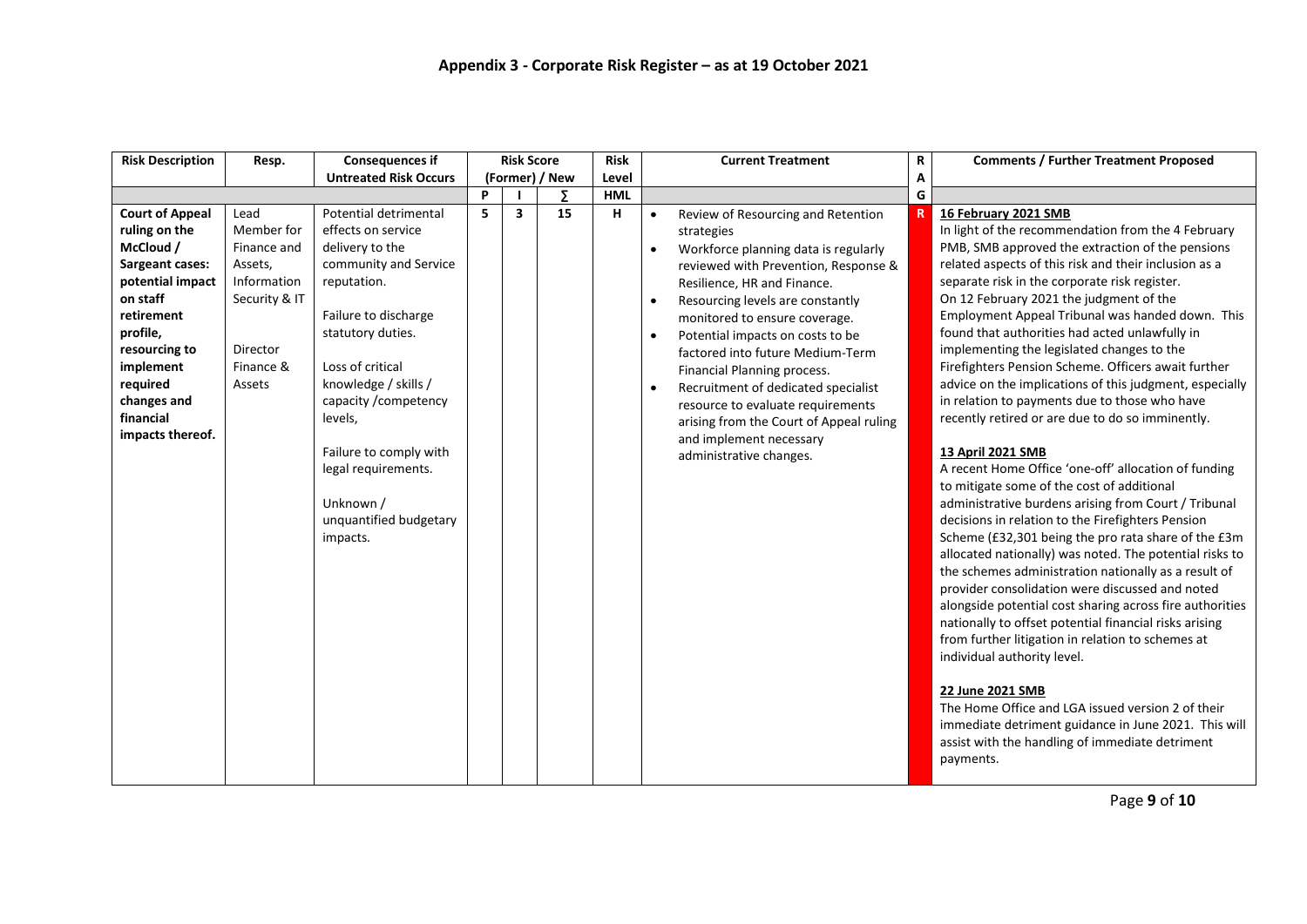## Appendix 3 - Corporate Risk Register – as at 19 October 2021

| Risk Description | Resp. | Consequences if Untreated Risk Occurs | Risk Score (Former) / New | | | Risk Level | Current Treatment | RAG | Comments / Further Treatment Proposed |
|---|---|---|---|---|---|---|---|---|---|
| | | | P | I | ∑ | HML | | | |
| **Court of Appeal ruling on the McCloud / Sargeant cases: potential impact on staff retirement profile, resourcing to implement required changes and financial impacts thereof.** | Lead Member for Finance and Assets, Information Security & IT<br><br>Director Finance & Assets | Potential detrimental effects on service delivery to the community and Service reputation.<br><br>Failure to discharge statutory duties.<br><br>Loss of critical knowledge / skills / capacity /competency levels,<br><br>Failure to comply with legal requirements.<br><br>Unknown / unquantified budgetary impacts. | 5 | 3 | 15 | H | • Review of Resourcing and Retention strategies<br>• Workforce planning data is regularly reviewed with Prevention, Response & Resilience, HR and Finance.<br>• Resourcing levels are constantly monitored to ensure coverage.<br>• Potential impacts on costs to be factored into future Medium-Term Financial Planning process.<br>• Recruitment of dedicated specialist resource to evaluate requirements arising from the Court of Appeal ruling and implement necessary administrative changes. | R | **16 February 2021 SMB**<br>In light of the recommendation from the 4 February PMB, SMB approved the extraction of the pensions related aspects of this risk and their inclusion as a separate risk in the corporate risk register.<br>On 12 February 2021 the judgment of the Employment Appeal Tribunal was handed down. This found that authorities had acted unlawfully in implementing the legislated changes to the Firefighters Pension Scheme. Officers await further advice on the implications of this judgment, especially in relation to payments due to those who have recently retired or are due to do so imminently.<br><br>**13 April 2021 SMB**<br>A recent Home Office 'one-off' allocation of funding to mitigate some of the cost of additional administrative burdens arising from Court / Tribunal decisions in relation to the Firefighters Pension Scheme (£32,301 being the pro rata share of the £3m allocated nationally) was noted. The potential risks to the schemes administration nationally as a result of provider consolidation were discussed and noted alongside potential cost sharing across fire authorities nationally to offset potential financial risks arising from further litigation in relation to schemes at individual authority level.<br><br>**22 June 2021 SMB**<br>The Home Office and LGA issued version 2 of their immediate detriment guidance in June 2021. This will assist with the handling of immediate detriment payments. |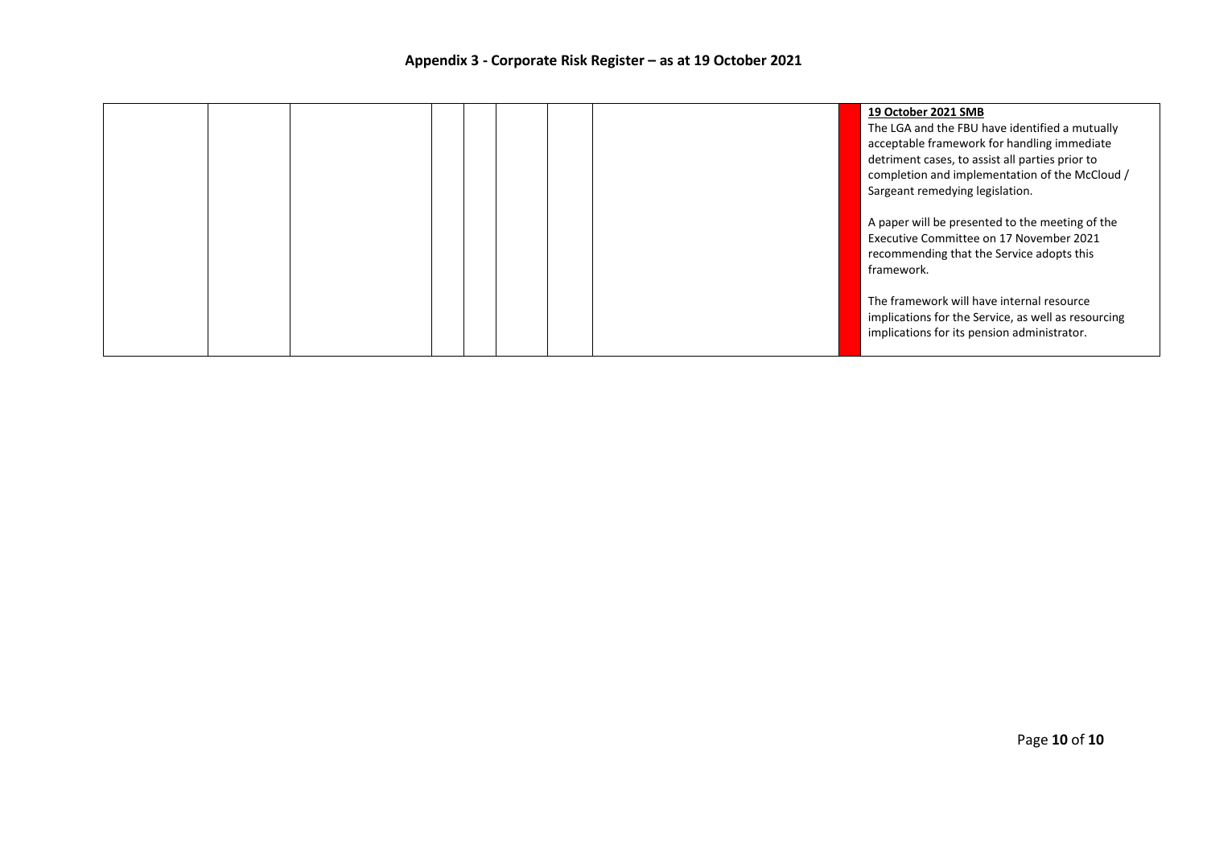## Appendix 3 - Corporate Risk Register – as at 19 October 2021

| | | | | | | | | | |
|---|---|---|---|---|---|---|---|---|---|
| | | | | | | | | | **19 October 2021 SMB**<br>The LGA and the FBU have identified a mutually acceptable framework for handling immediate detriment cases, to assist all parties prior to completion and implementation of the McCloud / Sargeant remedying legislation.<br><br>A paper will be presented to the meeting of the Executive Committee on 17 November 2021 recommending that the Service adopts this framework.<br><br>The framework will have internal resource implications for the Service, as well as resourcing implications for its pension administrator. |